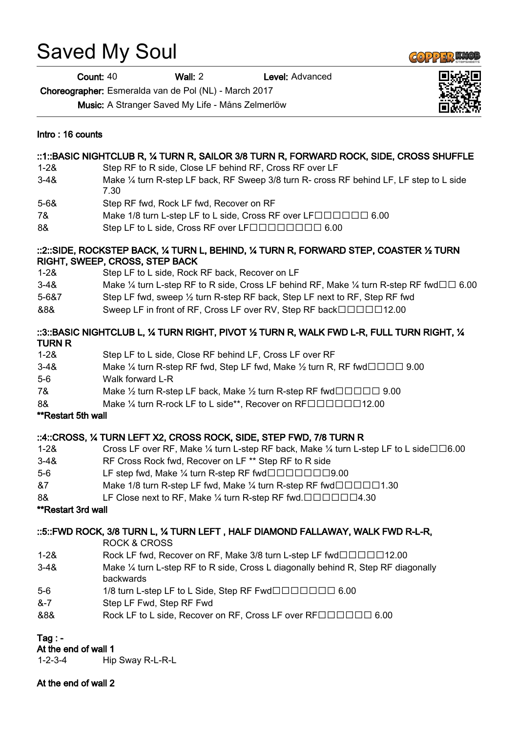# Saved My Soul

**Count:** 40 **Wall:** 2 **Level:** Advanced

**Choreographer:** Esmeralda van de Pol (NL) - March 2017

**Music:** A Stranger Saved My Life - Måns Zelmerlöw

**Intro : 16 counts**

**::1::BASIC NIGHTCLUB R, ¼ TURN R, SAILOR 3/8 TURN R, FORWARD ROCK, SIDE, CROSS SHUFFLE**

| | |
|---|---|
| 1-2& | Step RF to R side, Close LF behind RF, Cross RF over LF |
| 3-4& | Make ¼ turn R-step LF back, RF Sweep 3/8 turn R- cross RF behind LF, LF step to L side 7.30 |
| 5-6& | Step RF fwd, Rock LF fwd, Recover on RF |
| 7& | Make 1/8 turn L-step LF to L side, Cross RF over LF□□□□□□ 6.00 |
| 8& | Step LF to L side, Cross RF over LF□□□□□□□□ 6.00 |

**::2::SIDE, ROCKSTEP BACK, ¼ TURN L, BEHIND, ¼ TURN R, FORWARD STEP, COASTER ½ TURN RIGHT, SWEEP, CROSS, STEP BACK**

| | |
|---|---|
| 1-2& | Step LF to L side, Rock RF back, Recover on LF |
| 3-4& | Make ¼ turn L-step RF to R side, Cross LF behind RF, Make ¼ turn R-step RF fwd□□ 6.00 |
| 5-6&7 | Step LF fwd, sweep ½ turn R-step RF back, Step LF next to RF, Step RF fwd |
| &8& | Sweep LF in front of RF, Cross LF over RV, Step RF back□□□□□12.00 |

**::3::BASIC NIGHTCLUB L, ¼ TURN RIGHT, PIVOT ½ TURN R, WALK FWD L-R, FULL TURN RIGHT, ¼ TURN R**

| | |
|---|---|
| 1-2& | Step LF to L side, Close RF behind LF, Cross LF over RF |
| 3-4& | Make ¼ turn R-step RF fwd, Step LF fwd, Make ½ turn R, RF fwd□□□□ 9.00 |
| 5-6 | Walk forward L-R |
| 7& | Make ½ turn R-step LF back, Make ½ turn R-step RF fwd□□□□□ 9.00 |
| 8& | Make ¼ turn R-rock LF to L side**, Recover on RF□□□□□□12.00 |

**\*\*Restart 5th wall**

**::4::CROSS, ¼ TURN LEFT X2, CROSS ROCK, SIDE, STEP FWD, 7/8 TURN R**

| | |
|---|---|
| 1-2& | Cross LF over RF, Make ¼ turn L-step RF back, Make ¼ turn L-step LF to L side□□6.00 |
| 3-4& | RF Cross Rock fwd, Recover on LF ** Step RF to R side |
| 5-6 | LF step fwd, Make ¼ turn R-step RF fwd□□□□□□□9.00 |
| &7 | Make 1/8 turn R-step LF fwd, Make ¼ turn R-step RF fwd□□□□□1.30 |
| 8& | LF Close next to RF, Make ¼ turn R-step RF fwd.□□□□□□4.30 |

**\*\*Restart 3rd wall**

**::5::FWD ROCK, 3/8 TURN L, ¼ TURN LEFT , HALF DIAMOND FALLAWAY, WALK FWD R-L-R,** ROCK & CROSS

| | |
|---|---|
| 1-2& | Rock LF fwd, Recover on RF, Make 3/8 turn L-step LF fwd□□□□□12.00 |
| 3-4& | Make ¼ turn L-step RF to R side, Cross L diagonally behind R, Step RF diagonally backwards |
| 5-6 | 1/8 turn L-step LF to L Side, Step RF Fwd□□□□□□□ 6.00 |
| &-7 | Step LF Fwd, Step RF Fwd |
| &8& | Rock LF to L side, Recover on RF, Cross LF over RF□□□□□□ 6.00 |

**Tag : -**

**At the end of wall 1**

| | |
|---|---|
| 1-2-3-4 | Hip Sway R-L-R-L |

**At the end of wall 2**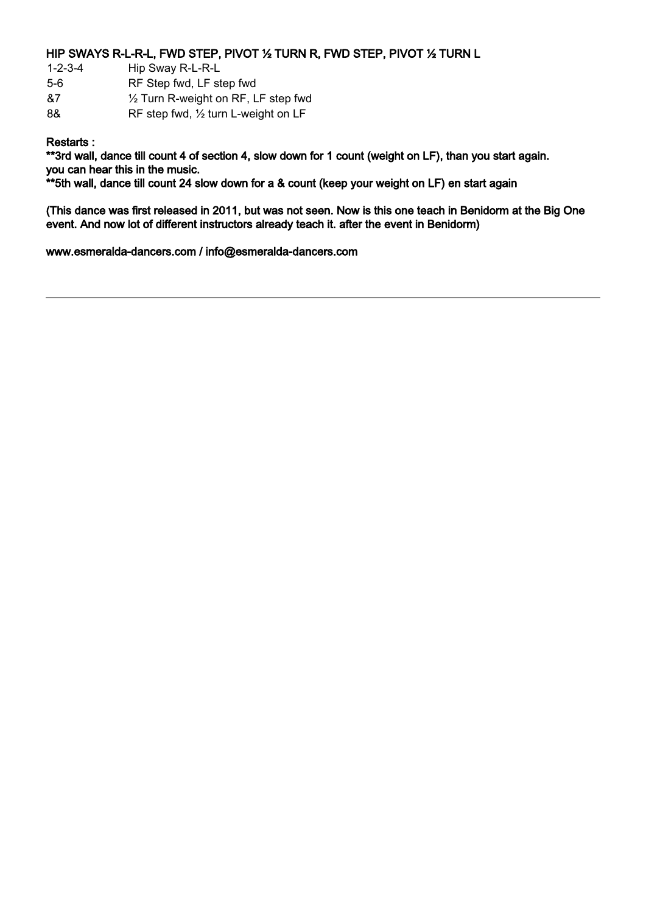**HIP SWAYS R-L-R-L, FWD STEP, PIVOT ½ TURN R, FWD STEP, PIVOT ½ TURN L**

| | |
|---|---|
| 1-2-3-4 | Hip Sway R-L-R-L |
| 5-6 | RF Step fwd, LF step fwd |
| &7 | ½ Turn R-weight on RF, LF step fwd |
| 8& | RF step fwd, ½ turn L-weight on LF |

**Restarts :**

**\*\*3rd wall, dance till count 4 of section 4, slow down for 1 count (weight on LF), than you start again. you can hear this in the music.**

**\*\*5th wall, dance till count 24 slow down for a & count (keep your weight on LF) en start again**

**(This dance was first released in 2011, but was not seen. Now is this one teach in Benidorm at the Big One event. And now lot of different instructors already teach it. after the event in Benidorm)**

**www.esmeralda-dancers.com / info@esmeralda-dancers.com**

---